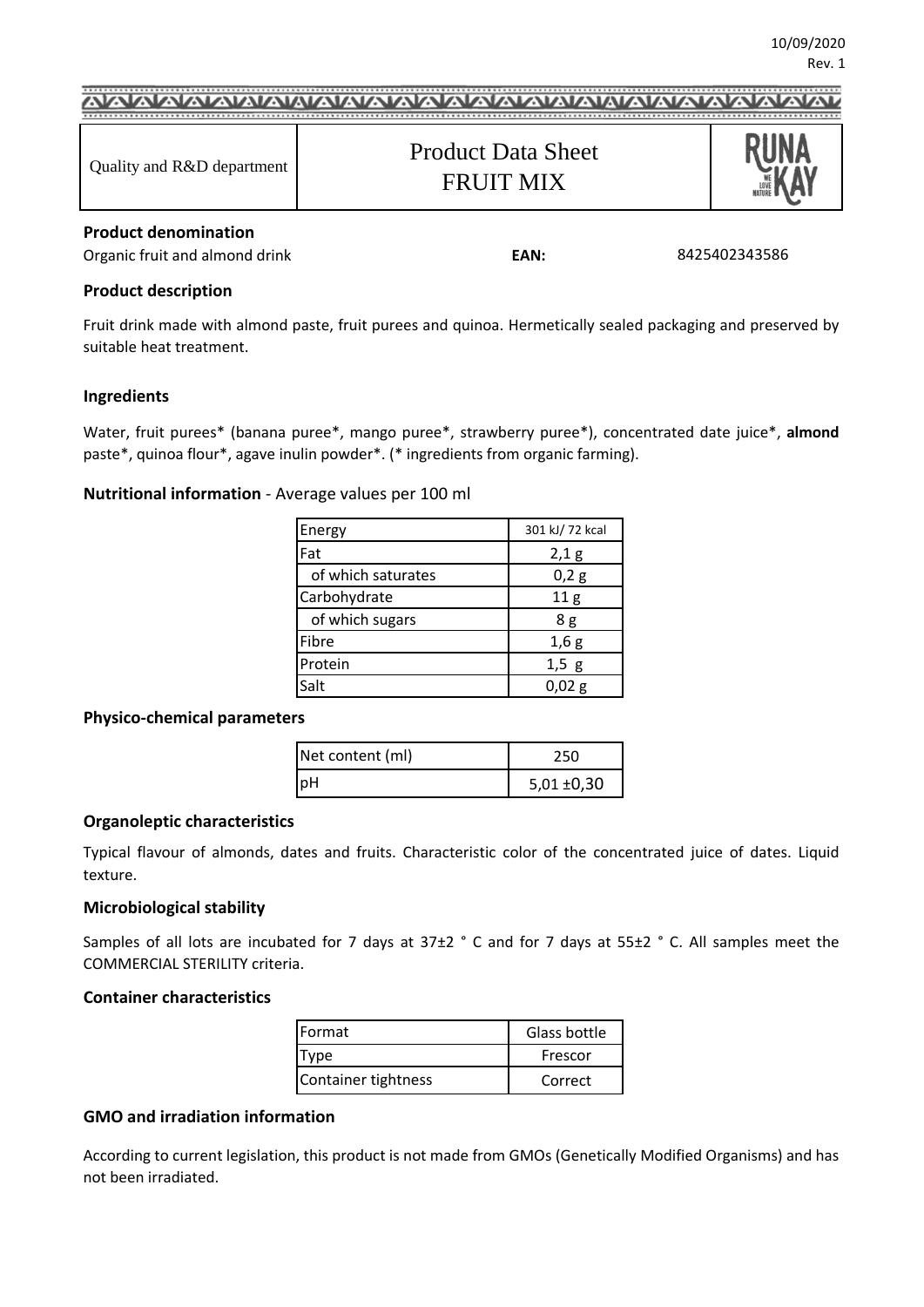10/09/2020
Rev. 1

| Quality and R&D department | Product Data Sheet<br>FRUIT MIX | RUNA KAY |
|---|---|---|

### Product denomination

Organic fruit and almond drink **EAN:** 8425402343586

### Product description

Fruit drink made with almond paste, fruit purees and quinoa. Hermetically sealed packaging and preserved by suitable heat treatment.

### Ingredients

Water, fruit purees* (banana puree*, mango puree*, strawberry puree*), concentrated date juice*, **almond** paste*, quinoa flour*, agave inulin powder*. (* ingredients from organic farming).

### Nutritional information - Average values per 100 ml

| | |
|---|---|
| Energy | 301 kJ/ 72 kcal |
| Fat | 2,1 g |
| of which saturates | 0,2 g |
| Carbohydrate | 11 g |
| of which sugars | 8 g |
| Fibre | 1,6 g |
| Protein | 1,5 g |
| Salt | 0,02 g |

### Physico-chemical parameters

| | |
|---|---|
| Net content (ml) | 250 |
| pH | 5,01 ±0,30 |

### Organoleptic characteristics

Typical flavour of almonds, dates and fruits. Characteristic color of the concentrated juice of dates. Liquid texture.

### Microbiological stability

Samples of all lots are incubated for 7 days at 37±2 ° C and for 7 days at 55±2 ° C. All samples meet the COMMERCIAL STERILITY criteria.

### Container characteristics

| | |
|---|---|
| Format | Glass bottle |
| Type | Frescor |
| Container tightness | Correct |

### GMO and irradiation information

According to current legislation, this product is not made from GMOs (Genetically Modified Organisms) and has not been irradiated.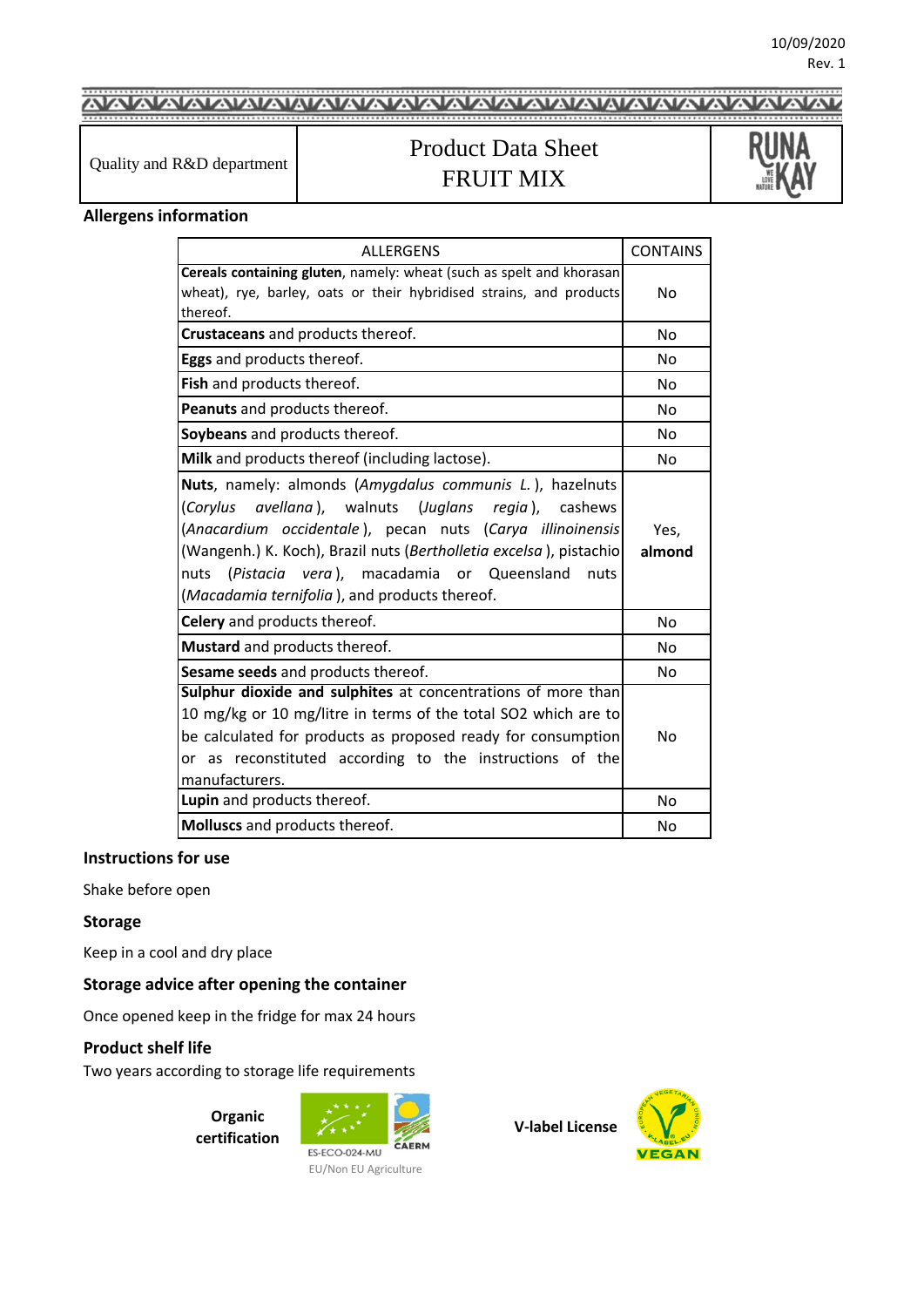10/09/2020
Rev. 1

| Quality and R&D department | Product Data Sheet FRUIT MIX | RUNA KAY |
|---|---|---|

## Allergens information

| ALLERGENS | CONTAINS |
|---|---|
| **Cereals containing gluten**, namely: wheat (such as spelt and khorasan wheat), rye, barley, oats or their hybridised strains, and products thereof. | No |
| **Crustaceans** and products thereof. | No |
| **Eggs** and products thereof. | No |
| **Fish** and products thereof. | No |
| **Peanuts** and products thereof. | No |
| **Soybeans** and products thereof. | No |
| **Milk** and products thereof (including lactose). | No |
| **Nuts**, namely: almonds (*Amygdalus communis L.*), hazelnuts (*Corylus avellana*), walnuts (*Juglans regia*), cashews (*Anacardium occidentale*), pecan nuts (*Carya illinoinensis* (Wangenh.) K. Koch), Brazil nuts (*Bertholletia excelsa*), pistachio nuts (*Pistacia vera*), macadamia or Queensland nuts (*Macadamia ternifolia*), and products thereof. | Yes, **almond** |
| **Celery** and products thereof. | No |
| **Mustard** and products thereof. | No |
| **Sesame seeds** and products thereof. | No |
| **Sulphur dioxide and sulphites** at concentrations of more than 10 mg/kg or 10 mg/litre in terms of the total SO2 which are to be calculated for products as proposed ready for consumption or as reconstituted according to the instructions of the manufacturers. | No |
| **Lupin** and products thereof. | No |
| **Molluscs** and products thereof. | No |

## Instructions for use

Shake before open

## Storage

Keep in a cool and dry place

## Storage advice after opening the container

Once opened keep in the fridge for max 24 hours

## Product shelf life

Two years according to storage life requirements

**Organic certification**

ES-ECO-024-MU CAERM
EU/Non EU Agriculture

**V-label License**

VEGAN